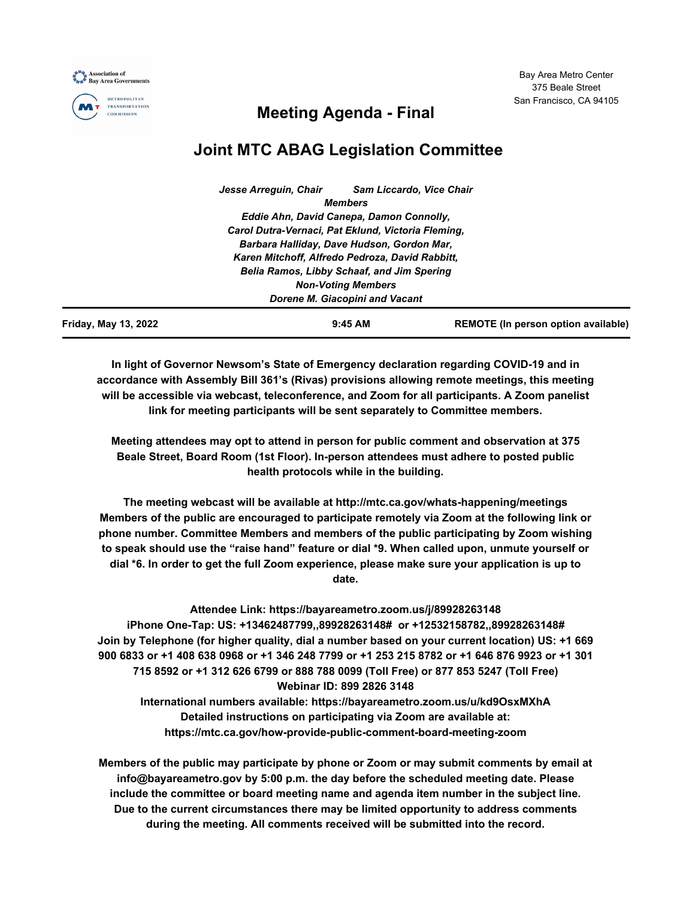Association of Bay Area Governments

METROPOLITAN TRANSPORTATION COMMISSION

Bay Area Metro Center
375 Beale Street
San Francisco, CA 94105

# Meeting Agenda - Final

# Joint MTC ABAG Legislation Committee

*Jesse Arreguin, Chair Sam Liccardo, Vice Chair*

***Members***

*Eddie Ahn, David Canepa, Damon Connolly, Carol Dutra-Vernaci, Pat Eklund, Victoria Fleming, Barbara Halliday, Dave Hudson, Gordon Mar, Karen Mitchoff, Alfredo Pedroza, David Rabbitt, Belia Ramos, Libby Schaaf, and Jim Spering*

***Non-Voting Members***

*Dorene M. Giacopini and Vacant*

| Friday, May 13, 2022 | 9:45 AM | REMOTE (In person option available) |
|---|---|---|

**In light of Governor Newsom's State of Emergency declaration regarding COVID-19 and in accordance with Assembly Bill 361's (Rivas) provisions allowing remote meetings, this meeting will be accessible via webcast, teleconference, and Zoom for all participants. A Zoom panelist link for meeting participants will be sent separately to Committee members.**

**Meeting attendees may opt to attend in person for public comment and observation at 375 Beale Street, Board Room (1st Floor). In-person attendees must adhere to posted public health protocols while in the building.**

**The meeting webcast will be available at http://mtc.ca.gov/whats-happening/meetings Members of the public are encouraged to participate remotely via Zoom at the following link or phone number. Committee Members and members of the public participating by Zoom wishing to speak should use the "raise hand" feature or dial *9. When called upon, unmute yourself or dial *6. In order to get the full Zoom experience, please make sure your application is up to date.**

**Attendee Link: https://bayareametro.zoom.us/j/89928263148**
**iPhone One-Tap: US: +13462487799,,89928263148# or +12532158782,,89928263148#**
**Join by Telephone (for higher quality, dial a number based on your current location) US: +1 669 900 6833 or +1 408 638 0968 or +1 346 248 7799 or +1 253 215 8782 or +1 646 876 9923 or +1 301 715 8592 or +1 312 626 6799 or 888 788 0099 (Toll Free) or 877 853 5247 (Toll Free)**
**Webinar ID: 899 2826 3148**
**International numbers available: https://bayareametro.zoom.us/u/kd9OsxMXhA**
**Detailed instructions on participating via Zoom are available at: https://mtc.ca.gov/how-provide-public-comment-board-meeting-zoom**

**Members of the public may participate by phone or Zoom or may submit comments by email at info@bayareametro.gov by 5:00 p.m. the day before the scheduled meeting date. Please include the committee or board meeting name and agenda item number in the subject line. Due to the current circumstances there may be limited opportunity to address comments during the meeting. All comments received will be submitted into the record.**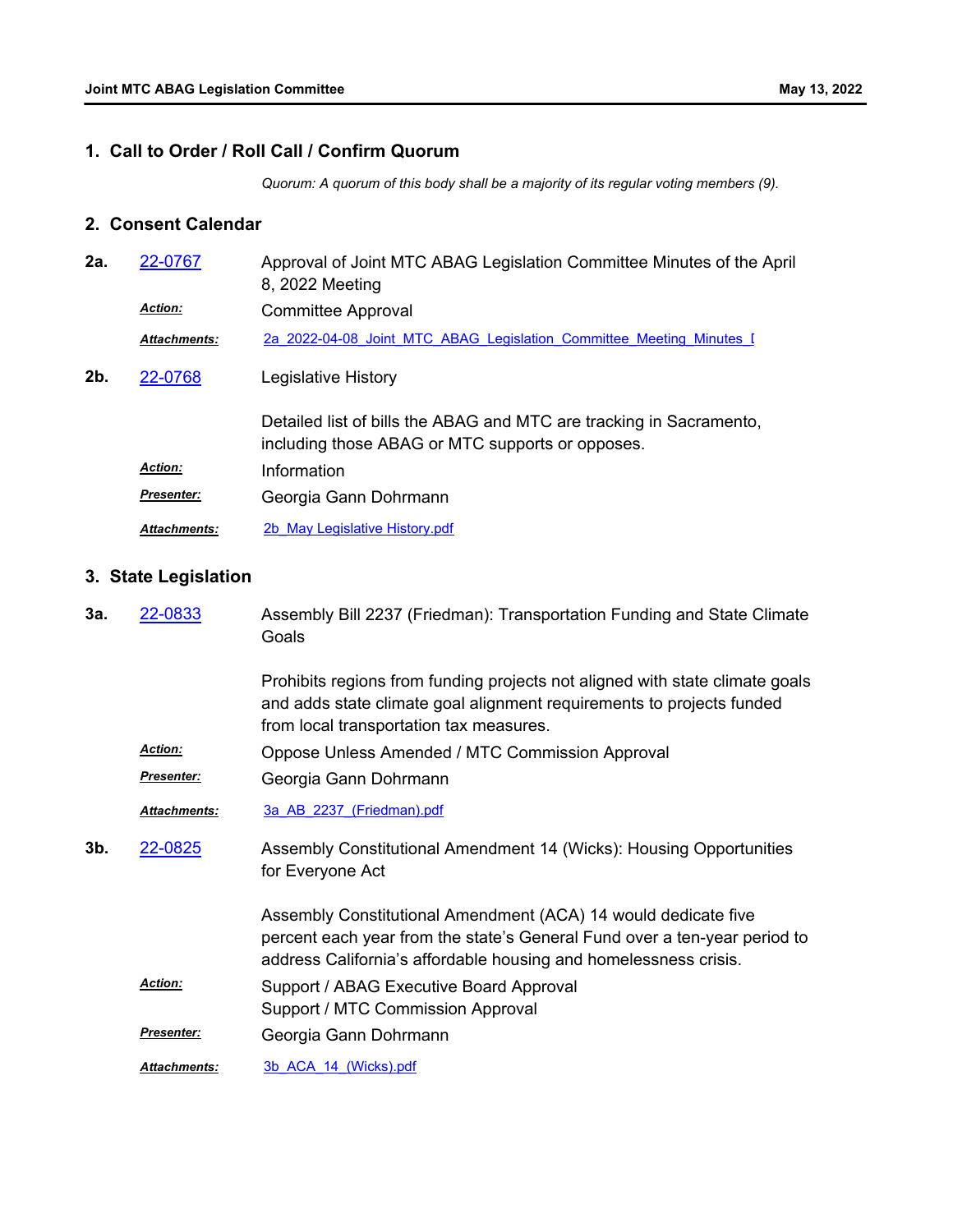## 1. Call to Order / Roll Call / Confirm Quorum

*Quorum: A quorum of this body shall be a majority of its regular voting members (9).*

## 2. Consent Calendar

**2a.** 22-0767 Approval of Joint MTC ABAG Legislation Committee Minutes of the April 8, 2022 Meeting

***Action:*** Committee Approval

***Attachments:*** 2a_2022-04-08_Joint_MTC_ABAG_Legislation_Committee_Meeting_Minutes_[

**2b.** 22-0768 Legislative History

Detailed list of bills the ABAG and MTC are tracking in Sacramento, including those ABAG or MTC supports or opposes.

***Action:*** Information

***Presenter:*** Georgia Gann Dohrmann

***Attachments:*** 2b_May Legislative History.pdf

## 3. State Legislation

**3a.** 22-0833 Assembly Bill 2237 (Friedman): Transportation Funding and State Climate Goals

Prohibits regions from funding projects not aligned with state climate goals and adds state climate goal alignment requirements to projects funded from local transportation tax measures.

***Action:*** Oppose Unless Amended / MTC Commission Approval

***Presenter:*** Georgia Gann Dohrmann

***Attachments:*** 3a_AB_2237_(Friedman).pdf

**3b.** 22-0825 Assembly Constitutional Amendment 14 (Wicks): Housing Opportunities for Everyone Act

Assembly Constitutional Amendment (ACA) 14 would dedicate five percent each year from the state's General Fund over a ten-year period to address California's affordable housing and homelessness crisis.

***Action:*** Support / ABAG Executive Board Approval
Support / MTC Commission Approval

***Presenter:*** Georgia Gann Dohrmann

***Attachments:*** 3b_ACA_14_(Wicks).pdf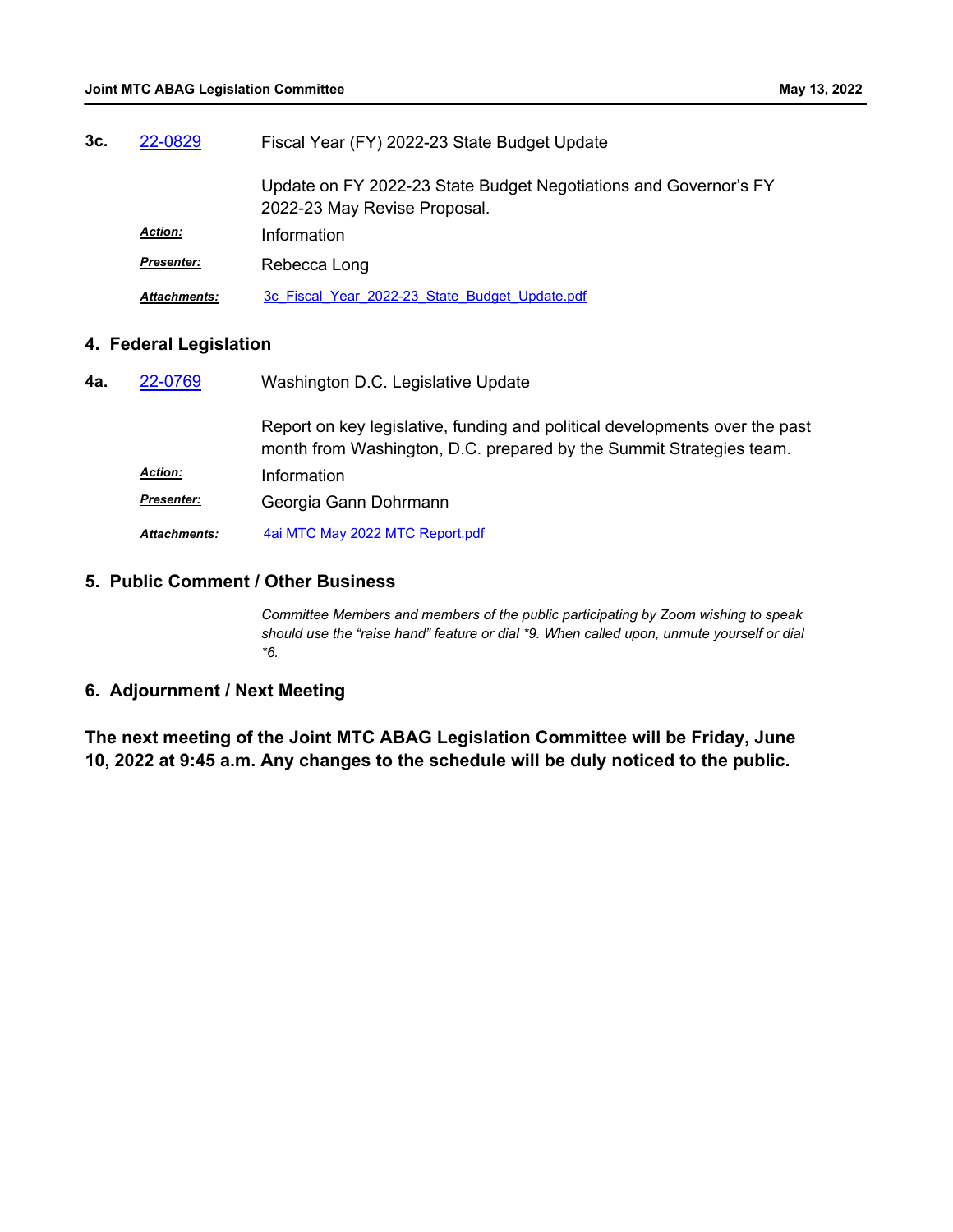**3c.** [22-0829](22-0829) Fiscal Year (FY) 2022-23 State Budget Update

Update on FY 2022-23 State Budget Negotiations and Governor's FY 2022-23 May Revise Proposal.

***Action:*** Information

***Presenter:*** Rebecca Long

***Attachments:*** 3c_Fiscal_Year_2022-23_State_Budget_Update.pdf

## 4. Federal Legislation

**4a.** 22-0769 Washington D.C. Legislative Update

Report on key legislative, funding and political developments over the past month from Washington, D.C. prepared by the Summit Strategies team.

***Action:*** Information

***Presenter:*** Georgia Gann Dohrmann

***Attachments:*** 4ai MTC May 2022 MTC Report.pdf

## 5. Public Comment / Other Business

*Committee Members and members of the public participating by Zoom wishing to speak should use the "raise hand" feature or dial *9. When called upon, unmute yourself or dial *6.*

## 6. Adjournment / Next Meeting

**The next meeting of the Joint MTC ABAG Legislation Committee will be Friday, June 10, 2022 at 9:45 a.m. Any changes to the schedule will be duly noticed to the public.**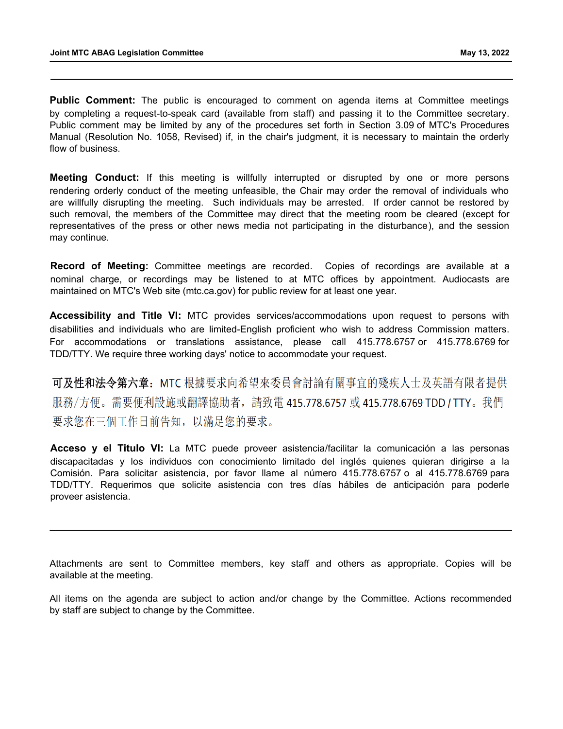**Public Comment:** The public is encouraged to comment on agenda items at Committee meetings by completing a request-to-speak card (available from staff) and passing it to the Committee secretary. Public comment may be limited by any of the procedures set forth in Section 3.09 of MTC's Procedures Manual (Resolution No. 1058, Revised) if, in the chair's judgment, it is necessary to maintain the orderly flow of business.

**Meeting Conduct:** If this meeting is willfully interrupted or disrupted by one or more persons rendering orderly conduct of the meeting unfeasible, the Chair may order the removal of individuals who are willfully disrupting the meeting. Such individuals may be arrested. If order cannot be restored by such removal, the members of the Committee may direct that the meeting room be cleared (except for representatives of the press or other news media not participating in the disturbance), and the session may continue.

**Record of Meeting:** Committee meetings are recorded. Copies of recordings are available at a nominal charge, or recordings may be listened to at MTC offices by appointment. Audiocasts are maintained on MTC's Web site (mtc.ca.gov) for public review for at least one year.

**Accessibility and Title VI:** MTC provides services/accommodations upon request to persons with disabilities and individuals who are limited-English proficient who wish to address Commission matters. For accommodations or translations assistance, please call 415.778.6757 or 415.778.6769 for TDD/TTY. We require three working days' notice to accommodate your request.

**可及性和法令第六章：** MTC 根據要求向希望來委員會討論有關事宜的殘疾人士及英語有限者提供服務/方便。需要便利設施或翻譯協助者，請致電 415.778.6757 或 415.778.6769 TDD / TTY。我們要求您在三個工作日前告知，以滿足您的要求。

**Acceso y el Titulo VI:** La MTC puede proveer asistencia/facilitar la comunicación a las personas discapacitadas y los individuos con conocimiento limitado del inglés quienes quieran dirigirse a la Comisión. Para solicitar asistencia, por favor llame al número 415.778.6757 o al 415.778.6769 para TDD/TTY. Requerimos que solicite asistencia con tres días hábiles de anticipación para poderle proveer asistencia.

---

Attachments are sent to Committee members, key staff and others as appropriate. Copies will be available at the meeting.

All items on the agenda are subject to action and/or change by the Committee. Actions recommended by staff are subject to change by the Committee.